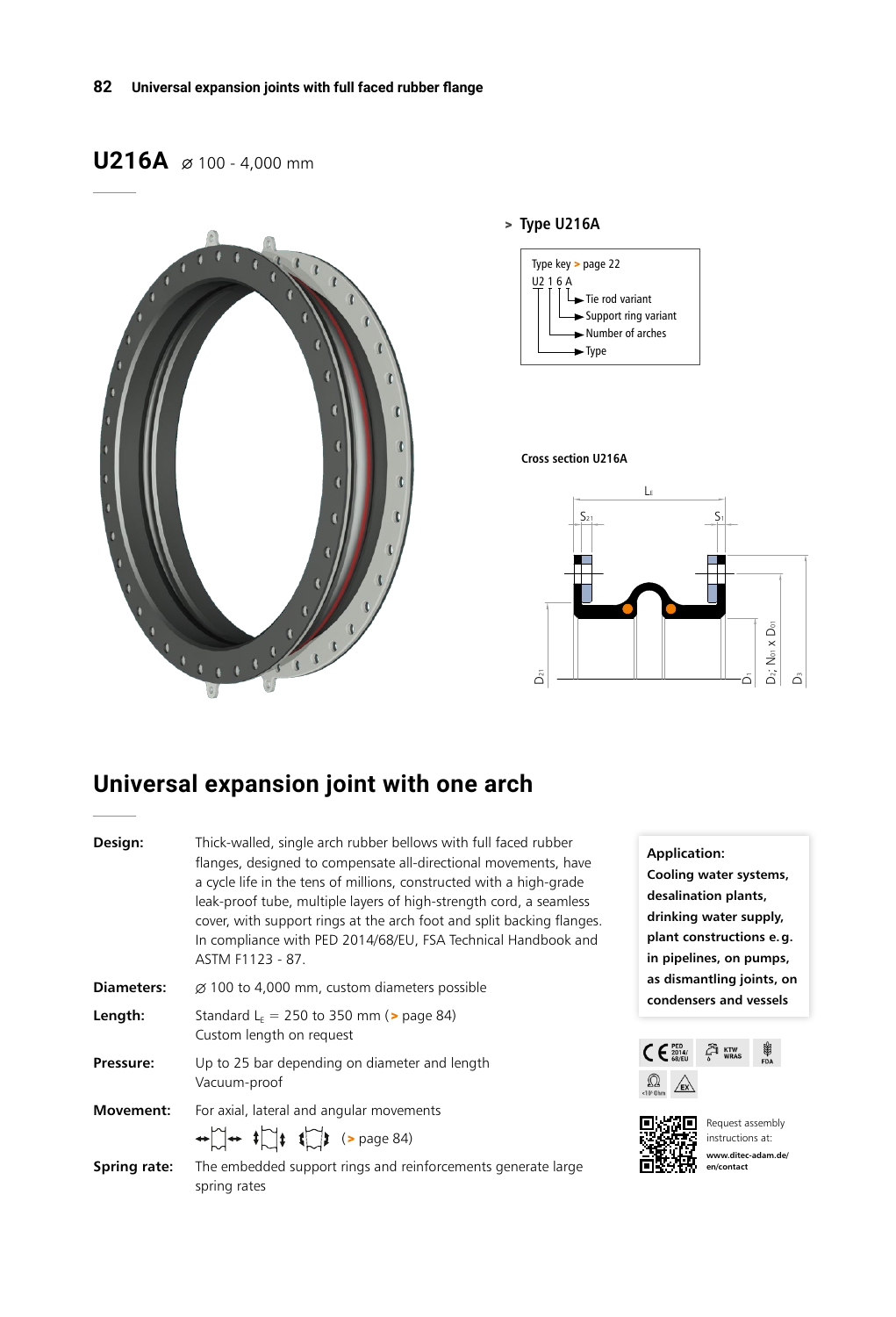# U216A ⌀ 100 - 4,000 mm

> **Type U216A**

Type key > page 22

U2 1 6 A
- A → Tie rod variant
- 6 → Support ring variant
- 1 → Number of arches
- U2 → Type

**Cross section U216A**

## Universal expansion joint with one arch

**Design:** Thick-walled, single arch rubber bellows with full faced rubber flanges, designed to compensate all-directional movements, have a cycle life in the tens of millions, constructed with a high-grade leak-proof tube, multiple layers of high-strength cord, a seamless cover, with support rings at the arch foot and split backing flanges. In compliance with PED 2014/68/EU, FSA Technical Handbook and ASTM F1123 - 87.

**Diameters:** ⌀ 100 to 4,000 mm, custom diameters possible

**Length:** Standard $L_E$ = 250 to 350 mm (> page 84)
Custom length on request

**Pressure:** Up to 25 bar depending on diameter and length
Vacuum-proof

**Movement:** For axial, lateral and angular movements
(> page 84)

**Spring rate:** The embedded support rings and reinforcements generate large spring rates

**Application:**
**Cooling water systems, desalination plants, drinking water supply, plant constructions e.g. in pipelines, on pumps, as dismantling joints, on condensers and vessels**

Request assembly instructions at:
**www.ditec-adam.de/en/contact**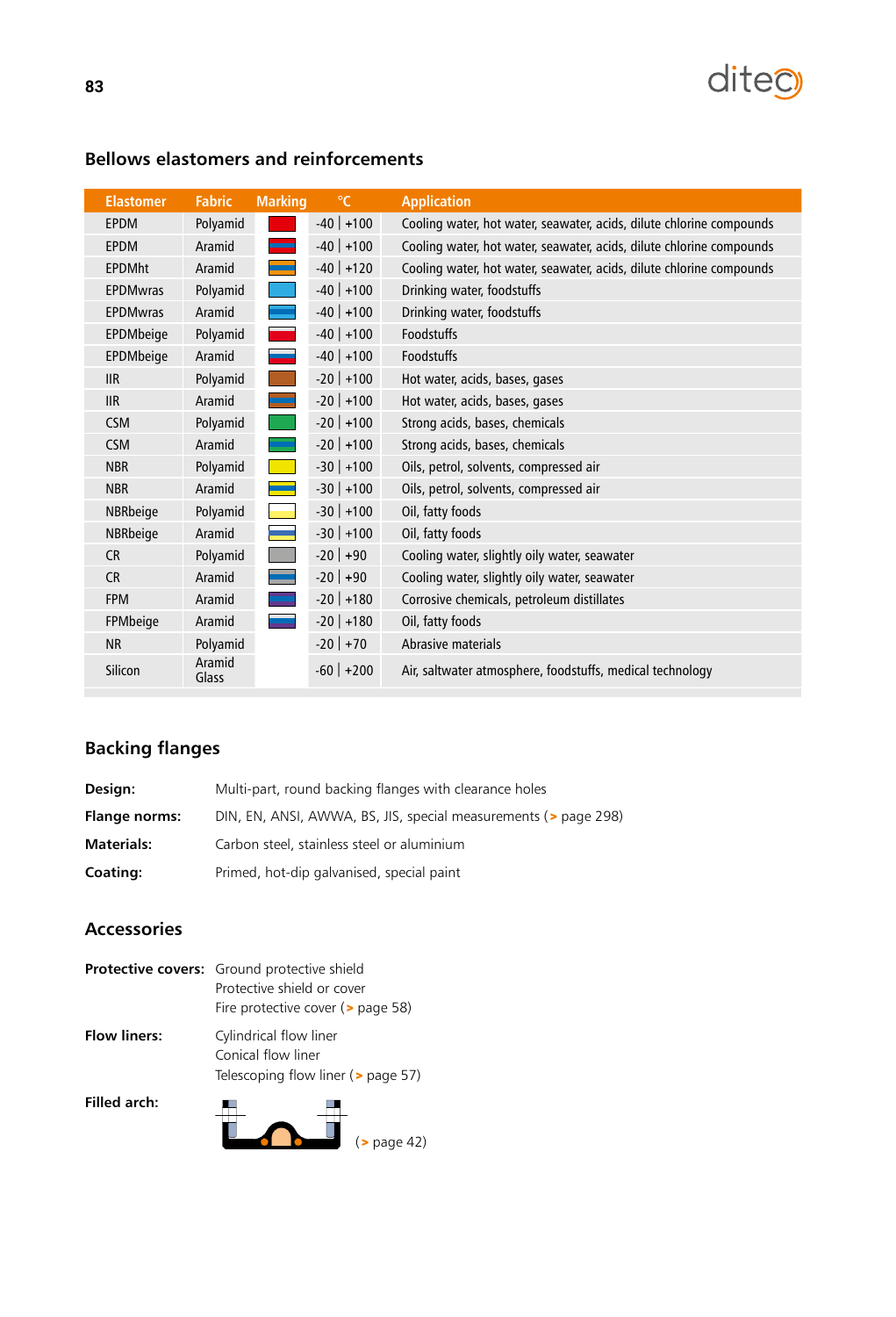## Bellows elastomers and reinforcements

| Elastomer | Fabric | Marking | °C | Application |
|---|---|---|---|---|
| EPDM | Polyamid | | -40 \| +100 | Cooling water, hot water, seawater, acids, dilute chlorine compounds |
| EPDM | Aramid | | -40 \| +100 | Cooling water, hot water, seawater, acids, dilute chlorine compounds |
| EPDMht | Aramid | | -40 \| +120 | Cooling water, hot water, seawater, acids, dilute chlorine compounds |
| EPDMwras | Polyamid | | -40 \| +100 | Drinking water, foodstuffs |
| EPDMwras | Aramid | | -40 \| +100 | Drinking water, foodstuffs |
| EPDMbeige | Polyamid | | -40 \| +100 | Foodstuffs |
| EPDMbeige | Aramid | | -40 \| +100 | Foodstuffs |
| IIR | Polyamid | | -20 \| +100 | Hot water, acids, bases, gases |
| IIR | Aramid | | -20 \| +100 | Hot water, acids, bases, gases |
| CSM | Polyamid | | -20 \| +100 | Strong acids, bases, chemicals |
| CSM | Aramid | | -20 \| +100 | Strong acids, bases, chemicals |
| NBR | Polyamid | | -30 \| +100 | Oils, petrol, solvents, compressed air |
| NBR | Aramid | | -30 \| +100 | Oils, petrol, solvents, compressed air |
| NBRbeige | Polyamid | | -30 \| +100 | Oil, fatty foods |
| NBRbeige | Aramid | | -30 \| +100 | Oil, fatty foods |
| CR | Polyamid | | -20 \| +90 | Cooling water, slightly oily water, seawater |
| CR | Aramid | | -20 \| +90 | Cooling water, slightly oily water, seawater |
| FPM | Aramid | | -20 \| +180 | Corrosive chemicals, petroleum distillates |
| FPMbeige | Aramid | | -20 \| +180 | Oil, fatty foods |
| NR | Polyamid | | -20 \| +70 | Abrasive materials |
| Silicon | Aramid Glass | | -60 \| +200 | Air, saltwater atmosphere, foodstuffs, medical technology |

## Backing flanges

**Design:** Multi-part, round backing flanges with clearance holes

**Flange norms:** DIN, EN, ANSI, AWWA, BS, JIS, special measurements (> page 298)

**Materials:** Carbon steel, stainless steel or aluminium

**Coating:** Primed, hot-dip galvanised, special paint

## Accessories

**Protective covers:** Ground protective shield
Protective shield or cover
Fire protective cover (> page 58)

**Flow liners:** Cylindrical flow liner
Conical flow liner
Telescoping flow liner (> page 57)

**Filled arch:** (> page 42)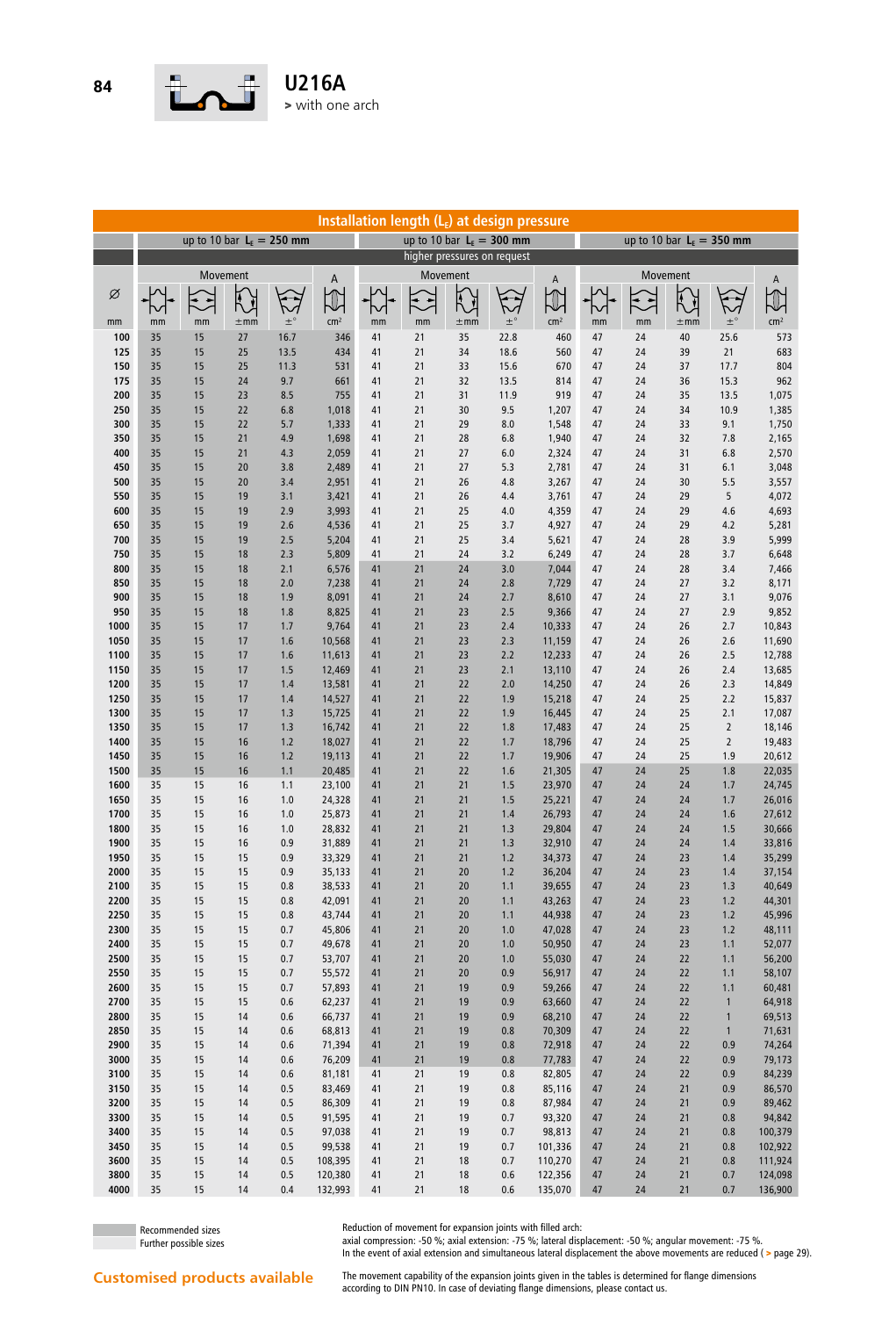# U216A

> with one arch

| Installation length ($L_E$) at design pressure | | | | | | | | | | | | | | | |
|---|---|---|---|---|---|---|---|---|---|---|---|---|---|---|---|
| | up to 10 bar $L_E$ = 250 mm | | | | | up to 10 bar $L_E$ = 300 mm | | | | | up to 10 bar $L_E$ = 350 mm | | | | |
| | higher pressures on request | | | | | | | | | | | | | | |
| Ø | Movement (axial compression) | Movement (axial extension) | Movement (lateral) | Movement (angular) | A | Movement (axial compression) | Movement (axial extension) | Movement (lateral) | Movement (angular) | A | Movement (axial compression) | Movement (axial extension) | Movement (lateral) | Movement (angular) | A |
| mm | mm | mm | ±mm | ±° | cm² | mm | mm | ±mm | ±° | cm² | mm | mm | ±mm | ±° | cm² |
| 100 | 35 | 15 | 27 | 16.7 | 346 | 41 | 21 | 35 | 22.8 | 460 | 47 | 24 | 40 | 25.6 | 573 |
| 125 | 35 | 15 | 25 | 13.5 | 434 | 41 | 21 | 34 | 18.6 | 560 | 47 | 24 | 39 | 21 | 683 |
| 150 | 35 | 15 | 25 | 11.3 | 531 | 41 | 21 | 33 | 15.6 | 670 | 47 | 24 | 37 | 17.7 | 804 |
| 175 | 35 | 15 | 24 | 9.7 | 661 | 41 | 21 | 32 | 13.5 | 814 | 47 | 24 | 36 | 15.3 | 962 |
| 200 | 35 | 15 | 23 | 8.5 | 755 | 41 | 21 | 31 | 11.9 | 919 | 47 | 24 | 35 | 13.5 | 1,075 |
| 250 | 35 | 15 | 22 | 6.8 | 1,018 | 41 | 21 | 30 | 9.5 | 1,207 | 47 | 24 | 34 | 10.9 | 1,385 |
| 300 | 35 | 15 | 22 | 5.7 | 1,333 | 41 | 21 | 29 | 8.0 | 1,548 | 47 | 24 | 33 | 9.1 | 1,750 |
| 350 | 35 | 15 | 21 | 4.9 | 1,698 | 41 | 21 | 28 | 6.8 | 1,940 | 47 | 24 | 32 | 7.8 | 2,165 |
| 400 | 35 | 15 | 21 | 4.3 | 2,059 | 41 | 21 | 27 | 6.0 | 2,324 | 47 | 24 | 31 | 6.8 | 2,570 |
| 450 | 35 | 15 | 20 | 3.8 | 2,489 | 41 | 21 | 27 | 5.3 | 2,781 | 47 | 24 | 31 | 6.1 | 3,048 |
| 500 | 35 | 15 | 20 | 3.4 | 2,951 | 41 | 21 | 26 | 4.8 | 3,267 | 47 | 24 | 30 | 5.5 | 3,557 |
| 550 | 35 | 15 | 19 | 3.1 | 3,421 | 41 | 21 | 26 | 4.4 | 3,761 | 47 | 24 | 29 | 5 | 4,072 |
| 600 | 35 | 15 | 19 | 2.9 | 3,993 | 41 | 21 | 25 | 4.0 | 4,359 | 47 | 24 | 29 | 4.6 | 4,693 |
| 650 | 35 | 15 | 19 | 2.6 | 4,536 | 41 | 21 | 25 | 3.7 | 4,927 | 47 | 24 | 29 | 4.2 | 5,281 |
| 700 | 35 | 15 | 19 | 2.5 | 5,204 | 41 | 21 | 25 | 3.4 | 5,621 | 47 | 24 | 28 | 3.9 | 5,999 |
| 750 | 35 | 15 | 18 | 2.3 | 5,809 | 41 | 21 | 24 | 3.2 | 6,249 | 47 | 24 | 28 | 3.7 | 6,648 |
| 800 | 35 | 15 | 18 | 2.1 | 6,576 | 41 | 21 | 24 | 3.0 | 7,044 | 47 | 24 | 28 | 3.4 | 7,466 |
| 850 | 35 | 15 | 18 | 2.0 | 7,238 | 41 | 21 | 24 | 2.8 | 7,729 | 47 | 24 | 27 | 3.2 | 8,171 |
| 900 | 35 | 15 | 18 | 1.9 | 8,091 | 41 | 21 | 24 | 2.7 | 8,610 | 47 | 24 | 27 | 3.1 | 9,076 |
| 950 | 35 | 15 | 18 | 1.8 | 8,825 | 41 | 21 | 23 | 2.5 | 9,366 | 47 | 24 | 27 | 2.9 | 9,852 |
| 1000 | 35 | 15 | 17 | 1.7 | 9,764 | 41 | 21 | 23 | 2.4 | 10,333 | 47 | 24 | 26 | 2.7 | 10,843 |
| 1050 | 35 | 15 | 17 | 1.6 | 10,568 | 41 | 21 | 23 | 2.3 | 11,159 | 47 | 24 | 26 | 2.6 | 11,690 |
| 1100 | 35 | 15 | 17 | 1.6 | 11,613 | 41 | 21 | 23 | 2.2 | 12,233 | 47 | 24 | 26 | 2.5 | 12,788 |
| 1150 | 35 | 15 | 17 | 1.5 | 12,469 | 41 | 21 | 23 | 2.1 | 13,110 | 47 | 24 | 26 | 2.4 | 13,685 |
| 1200 | 35 | 15 | 17 | 1.4 | 13,581 | 41 | 21 | 22 | 2.0 | 14,250 | 47 | 24 | 26 | 2.3 | 14,849 |
| 1250 | 35 | 15 | 17 | 1.4 | 14,527 | 41 | 21 | 22 | 1.9 | 15,218 | 47 | 24 | 25 | 2.2 | 15,837 |
| 1300 | 35 | 15 | 17 | 1.3 | 15,725 | 41 | 21 | 22 | 1.9 | 16,445 | 47 | 24 | 25 | 2.1 | 17,087 |
| 1350 | 35 | 15 | 17 | 1.3 | 16,742 | 41 | 21 | 22 | 1.8 | 17,483 | 47 | 24 | 25 | 2 | 18,146 |
| 1400 | 35 | 15 | 16 | 1.2 | 18,027 | 41 | 21 | 22 | 1.7 | 18,796 | 47 | 24 | 25 | 2 | 19,483 |
| 1450 | 35 | 15 | 16 | 1.2 | 19,113 | 41 | 21 | 22 | 1.7 | 19,906 | 47 | 24 | 25 | 1.9 | 20,612 |
| 1500 | 35 | 15 | 16 | 1.1 | 20,485 | 41 | 21 | 22 | 1.6 | 21,305 | 47 | 24 | 25 | 1.8 | 22,035 |
| 1600 | 35 | 15 | 16 | 1.1 | 23,100 | 41 | 21 | 21 | 1.5 | 23,970 | 47 | 24 | 24 | 1.7 | 24,745 |
| 1650 | 35 | 15 | 16 | 1.0 | 24,328 | 41 | 21 | 21 | 1.5 | 25,221 | 47 | 24 | 24 | 1.7 | 26,016 |
| 1700 | 35 | 15 | 16 | 1.0 | 25,873 | 41 | 21 | 21 | 1.4 | 26,793 | 47 | 24 | 24 | 1.6 | 27,612 |
| 1800 | 35 | 15 | 16 | 1.0 | 28,832 | 41 | 21 | 21 | 1.3 | 29,804 | 47 | 24 | 24 | 1.5 | 30,666 |
| 1900 | 35 | 15 | 16 | 0.9 | 31,889 | 41 | 21 | 21 | 1.3 | 32,910 | 47 | 24 | 24 | 1.4 | 33,816 |
| 1950 | 35 | 15 | 15 | 0.9 | 33,329 | 41 | 21 | 21 | 1.2 | 34,373 | 47 | 24 | 23 | 1.4 | 35,299 |
| 2000 | 35 | 15 | 15 | 0.9 | 35,133 | 41 | 21 | 20 | 1.2 | 36,204 | 47 | 24 | 23 | 1.4 | 37,154 |
| 2100 | 35 | 15 | 15 | 0.8 | 38,533 | 41 | 21 | 20 | 1.1 | 39,655 | 47 | 24 | 23 | 1.3 | 40,649 |
| 2200 | 35 | 15 | 15 | 0.8 | 42,091 | 41 | 21 | 20 | 1.1 | 43,263 | 47 | 24 | 23 | 1.2 | 44,301 |
| 2250 | 35 | 15 | 15 | 0.8 | 43,744 | 41 | 21 | 20 | 1.1 | 44,938 | 47 | 24 | 23 | 1.2 | 45,996 |
| 2300 | 35 | 15 | 15 | 0.7 | 45,806 | 41 | 21 | 20 | 1.0 | 47,028 | 47 | 24 | 23 | 1.2 | 48,111 |
| 2400 | 35 | 15 | 15 | 0.7 | 49,678 | 41 | 21 | 20 | 1.0 | 50,950 | 47 | 24 | 23 | 1.1 | 52,077 |
| 2500 | 35 | 15 | 15 | 0.7 | 53,707 | 41 | 21 | 20 | 1.0 | 55,030 | 47 | 24 | 22 | 1.1 | 56,200 |
| 2550 | 35 | 15 | 15 | 0.7 | 55,572 | 41 | 21 | 20 | 0.9 | 56,917 | 47 | 24 | 22 | 1.1 | 58,107 |
| 2600 | 35 | 15 | 15 | 0.7 | 57,893 | 41 | 21 | 19 | 0.9 | 59,266 | 47 | 24 | 22 | 1.1 | 60,481 |
| 2700 | 35 | 15 | 15 | 0.6 | 62,237 | 41 | 21 | 19 | 0.9 | 63,660 | 47 | 24 | 22 | 1 | 64,918 |
| 2800 | 35 | 15 | 14 | 0.6 | 66,737 | 41 | 21 | 19 | 0.9 | 68,210 | 47 | 24 | 22 | 1 | 69,513 |
| 2850 | 35 | 15 | 14 | 0.6 | 68,813 | 41 | 21 | 19 | 0.8 | 70,309 | 47 | 24 | 22 | 1 | 71,631 |
| 2900 | 35 | 15 | 14 | 0.6 | 71,394 | 41 | 21 | 19 | 0.8 | 72,918 | 47 | 24 | 22 | 0.9 | 74,264 |
| 3000 | 35 | 15 | 14 | 0.6 | 76,209 | 41 | 21 | 19 | 0.8 | 77,783 | 47 | 24 | 22 | 0.9 | 79,173 |
| 3100 | 35 | 15 | 14 | 0.6 | 81,181 | 41 | 21 | 19 | 0.8 | 82,805 | 47 | 24 | 22 | 0.9 | 84,239 |
| 3150 | 35 | 15 | 14 | 0.5 | 83,469 | 41 | 21 | 19 | 0.8 | 85,116 | 47 | 24 | 21 | 0.9 | 86,570 |
| 3200 | 35 | 15 | 14 | 0.5 | 86,309 | 41 | 21 | 19 | 0.8 | 87,984 | 47 | 24 | 21 | 0.9 | 89,462 |
| 3300 | 35 | 15 | 14 | 0.5 | 91,595 | 41 | 21 | 19 | 0.7 | 93,320 | 47 | 24 | 21 | 0.8 | 94,842 |
| 3400 | 35 | 15 | 14 | 0.5 | 97,038 | 41 | 21 | 19 | 0.7 | 98,813 | 47 | 24 | 21 | 0.8 | 100,379 |
| 3450 | 35 | 15 | 14 | 0.5 | 99,538 | 41 | 21 | 19 | 0.7 | 101,336 | 47 | 24 | 21 | 0.8 | 102,922 |
| 3600 | 35 | 15 | 14 | 0.5 | 108,395 | 41 | 21 | 18 | 0.7 | 110,270 | 47 | 24 | 21 | 0.8 | 111,924 |
| 3800 | 35 | 15 | 14 | 0.5 | 120,380 | 41 | 21 | 18 | 0.6 | 122,356 | 47 | 24 | 21 | 0.7 | 124,098 |
| 4000 | 35 | 15 | 14 | 0.4 | 132,993 | 41 | 21 | 18 | 0.6 | 135,070 | 47 | 24 | 21 | 0.7 | 136,900 |

Recommended sizes
Further possible sizes

Reduction of movement for expansion joints with filled arch:
axial compression: -50 %; axial extension: -75 %; lateral displacement: -50 %; angular movement: -75 %.
In the event of axial extension and simultaneous lateral displacement the above movements are reduced ( > page 29).

**Customised products available**

The movement capability of the expansion joints given in the tables is determined for flange dimensions according to DIN PN10. In case of deviating flange dimensions, please contact us.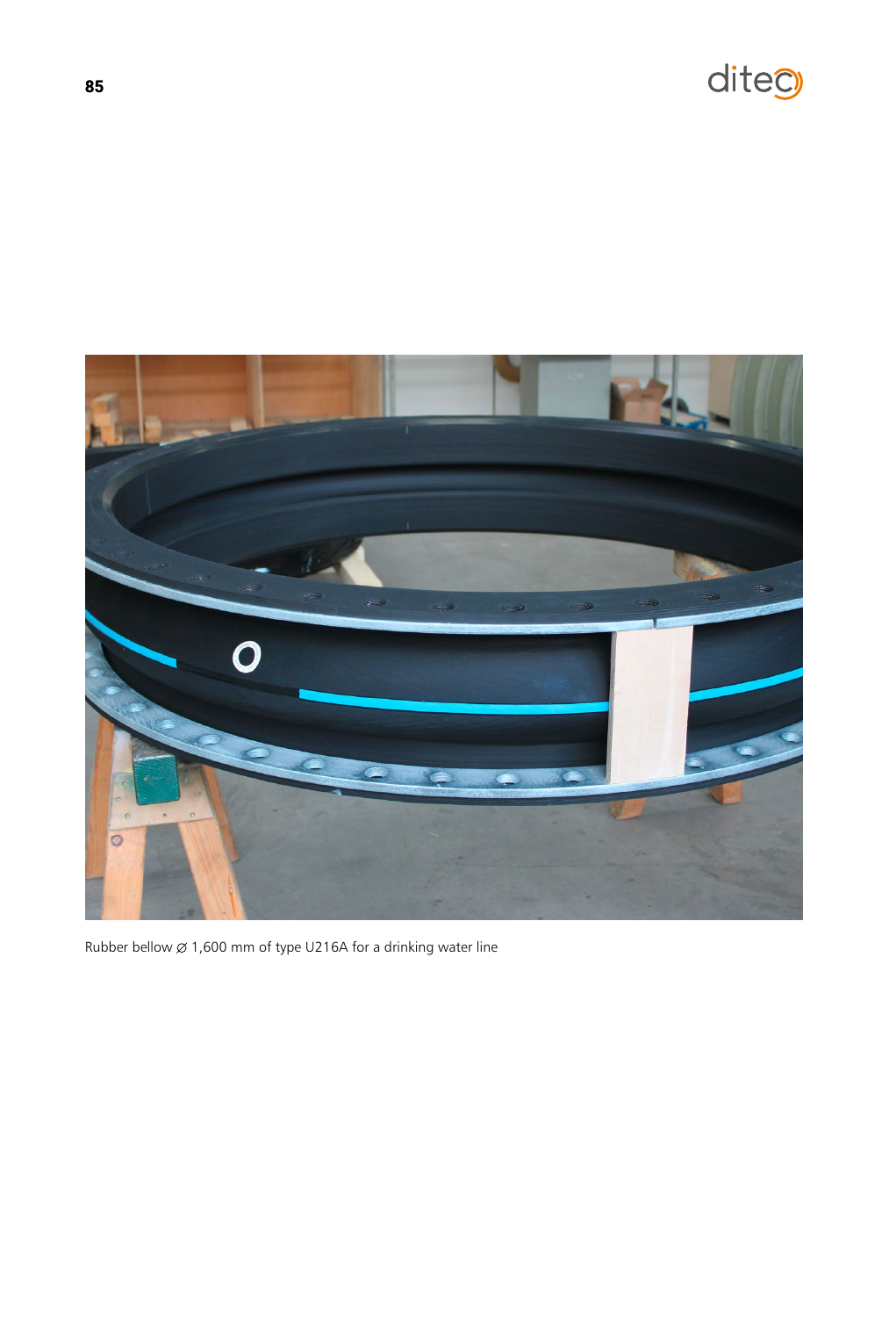Rubber bellow ⌀ 1,600 mm of type U216A for a drinking water line